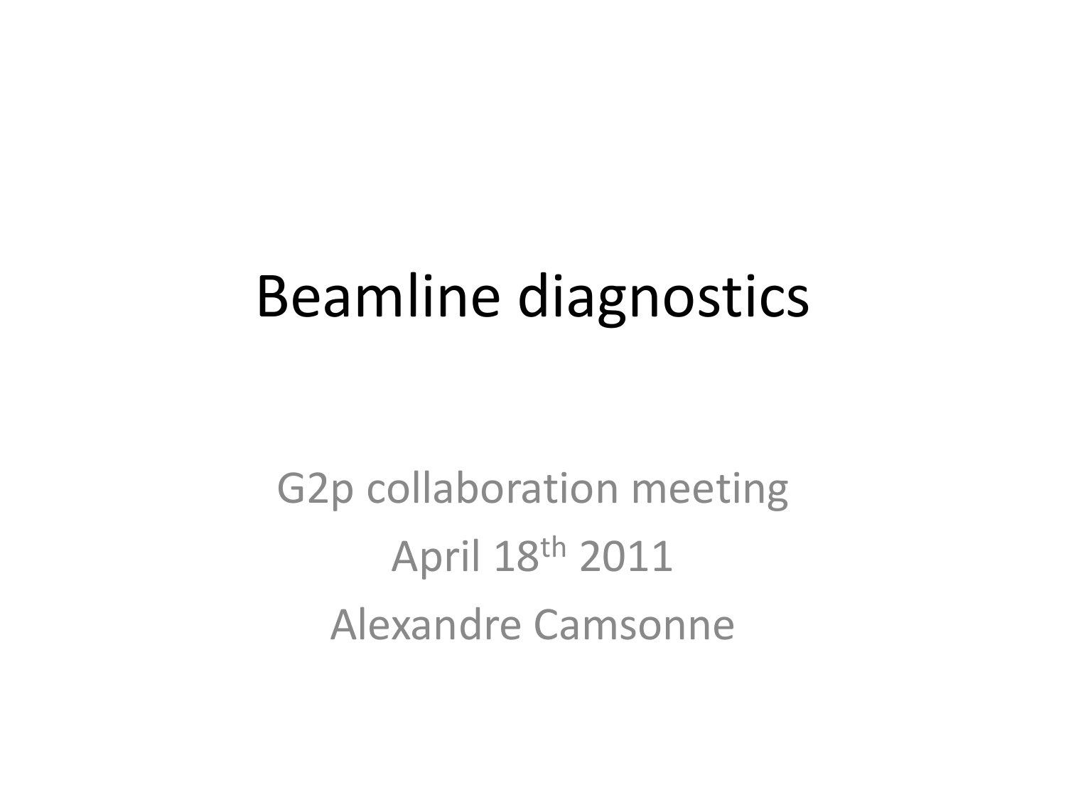# Beamline diagnostics

G2p collaboration meeting

April 18th 2011

Alexandre Camsonne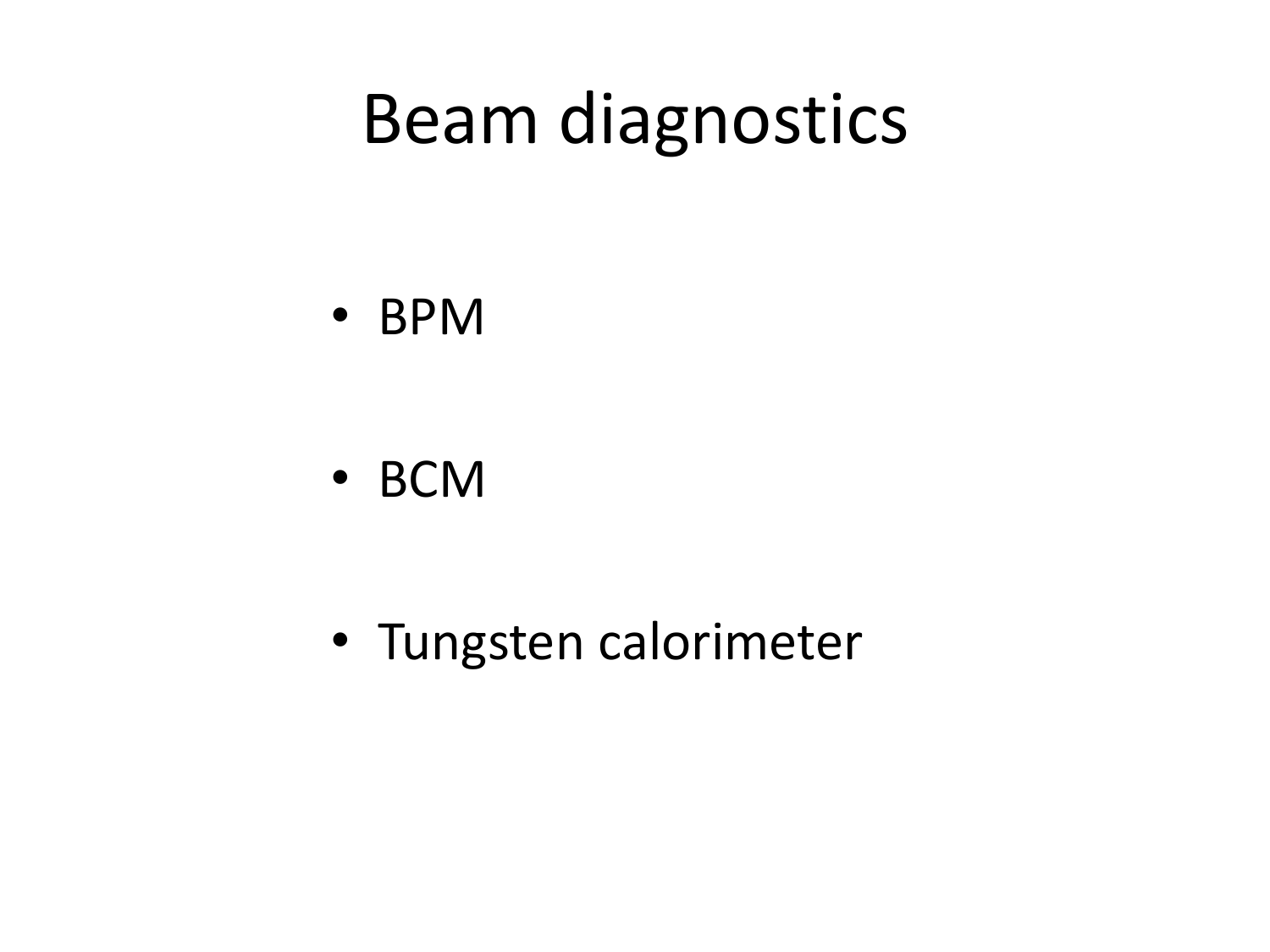# Beam diagnostics

- BPM
- BCM
- Tungsten calorimeter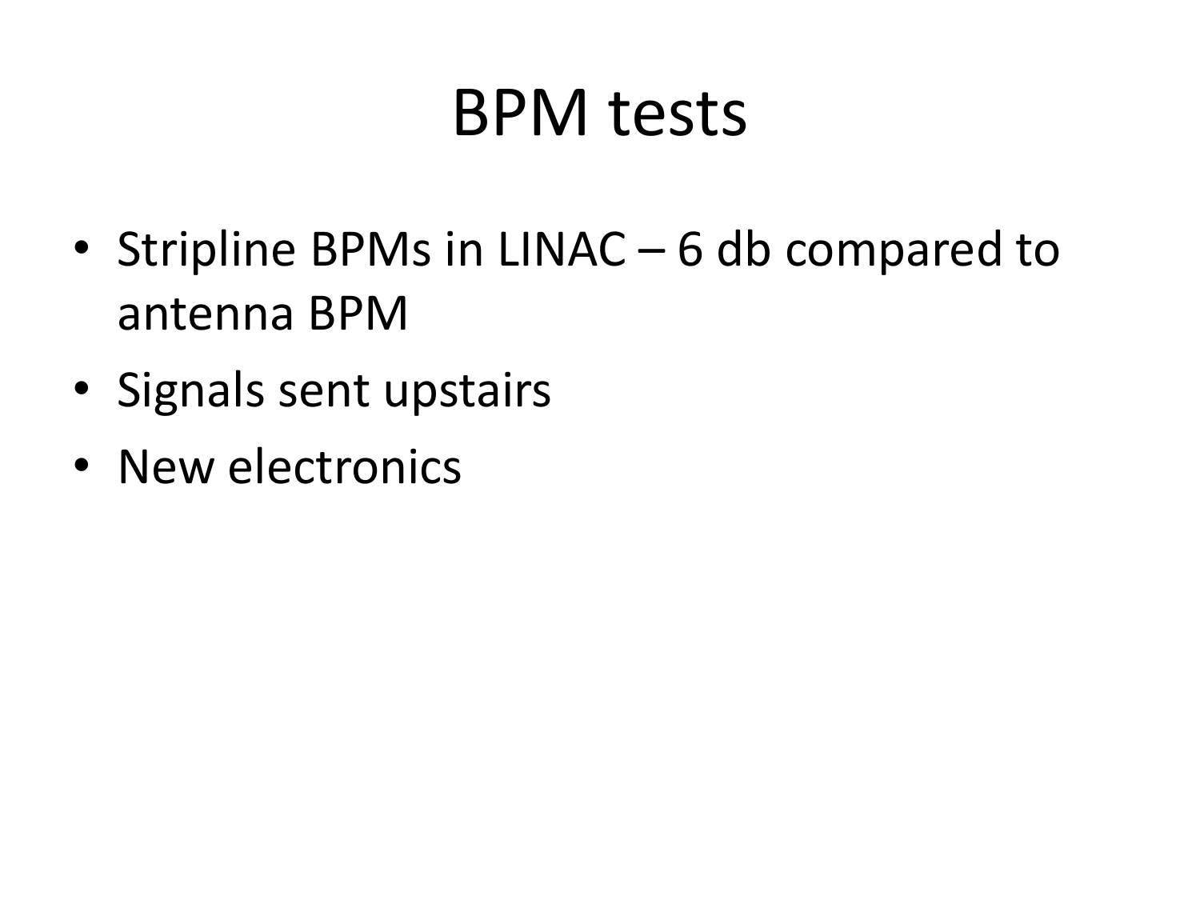# BPM tests

- Stripline BPMs in LINAC – 6 db compared to antenna BPM
- Signals sent upstairs
- New electronics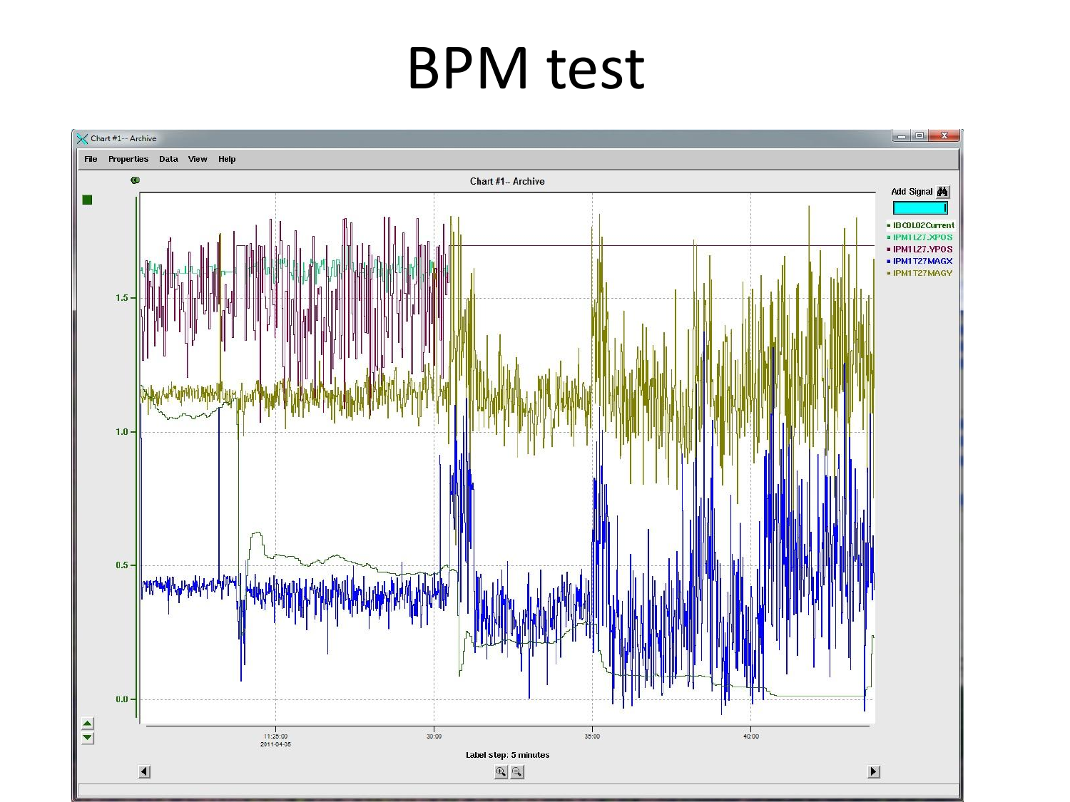# BPM test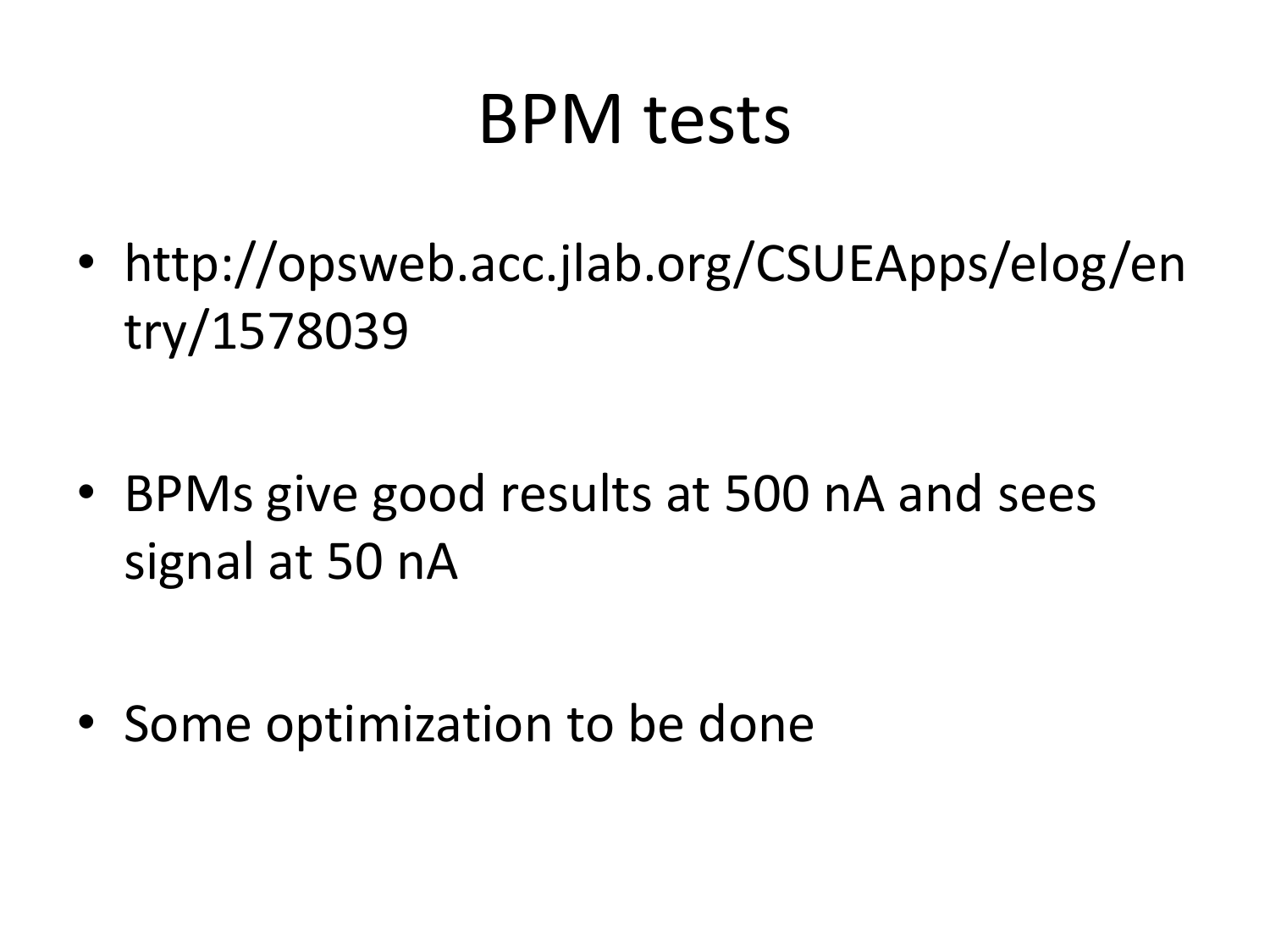# BPM tests

- http://opsweb.acc.jlab.org/CSUEApps/elog/entry/1578039
- BPMs give good results at 500 nA and sees signal at 50 nA
- Some optimization to be done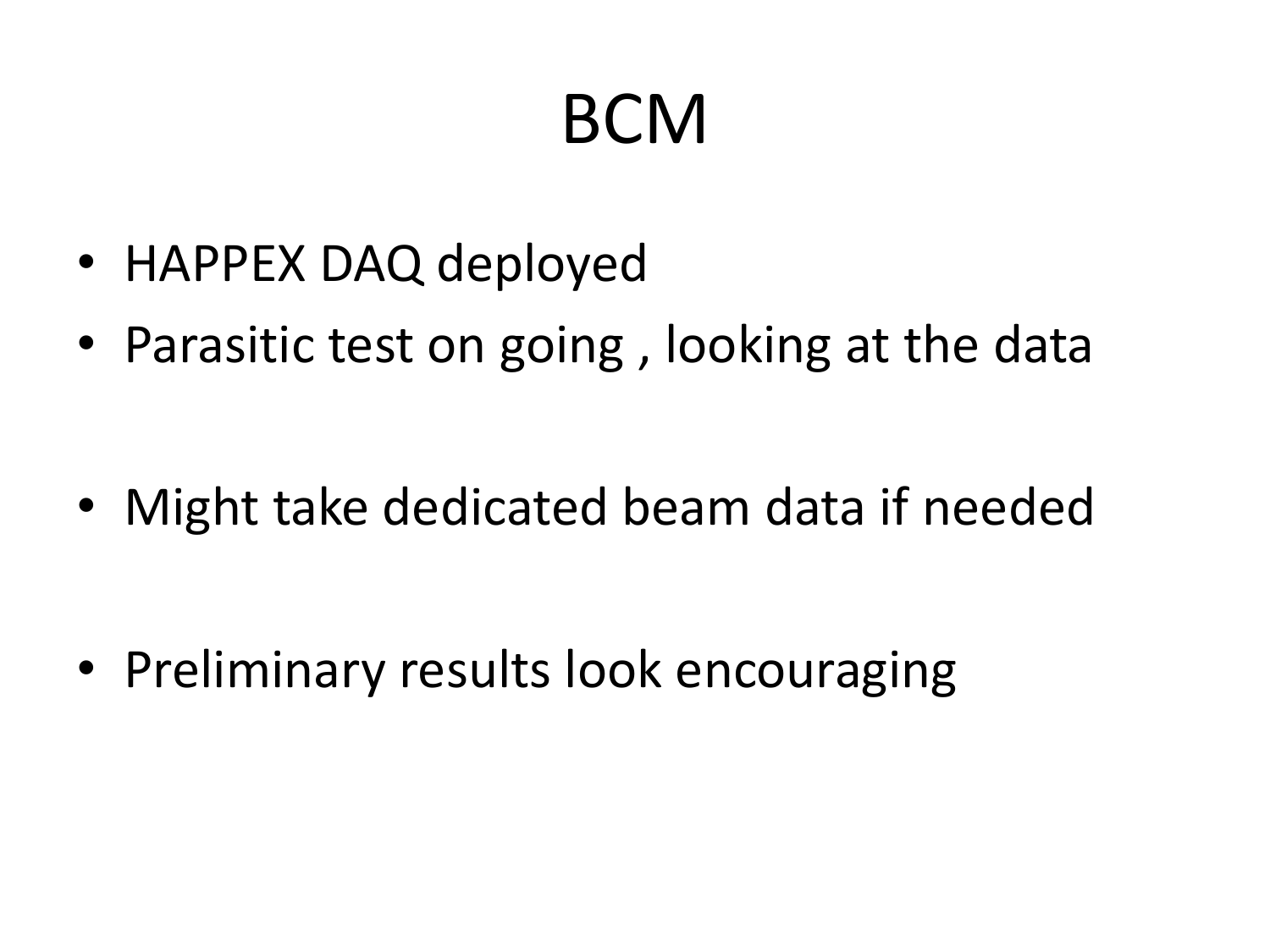# BCM

- HAPPEX DAQ deployed
- Parasitic test on going , looking at the data
- Might take dedicated beam data if needed
- Preliminary results look encouraging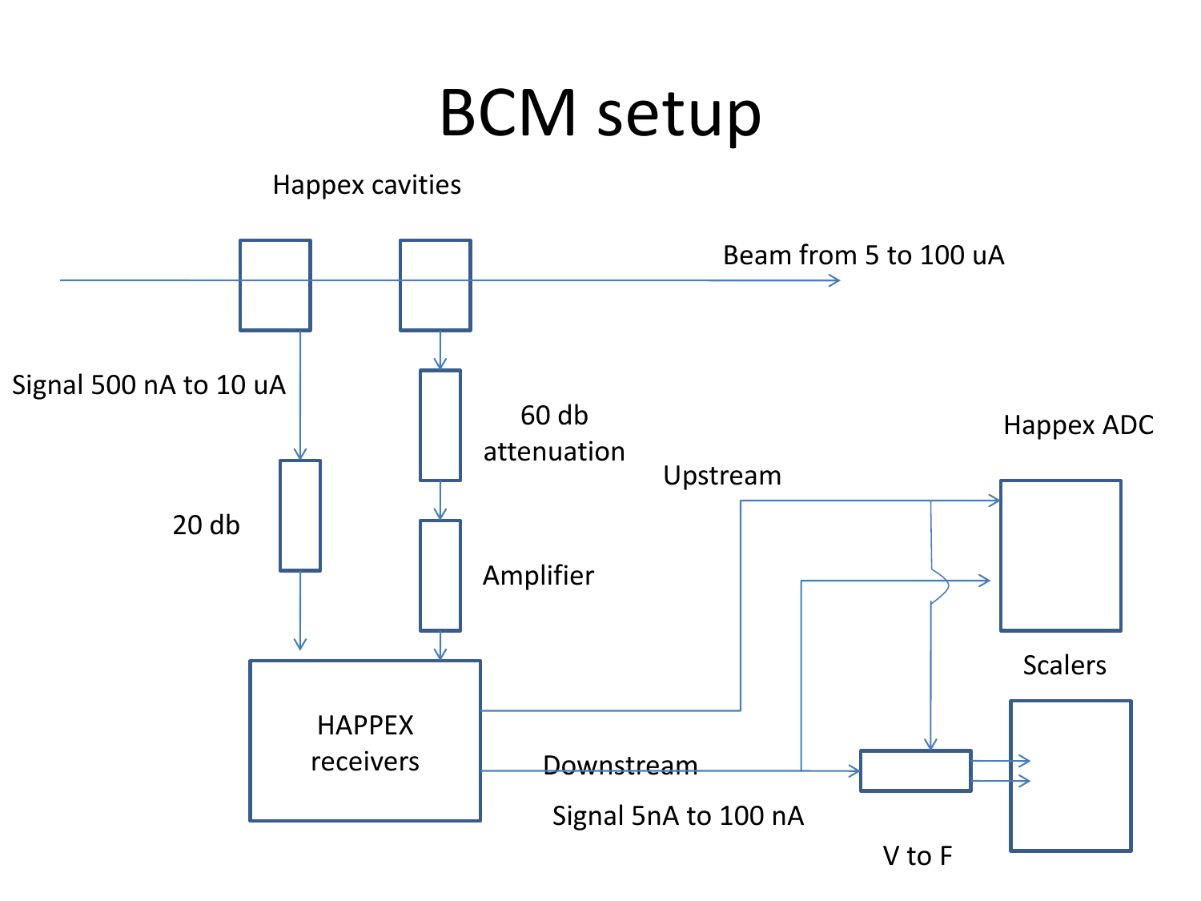# BCM setup

Happex cavities

Beam from 5 to 100 uA

Signal 500 nA to 10 uA

20 db

60 db attenuation

Amplifier

HAPPEX receivers

Upstream

Downstream

Signal 5nA to 100 nA

Happex ADC

Scalers

V to F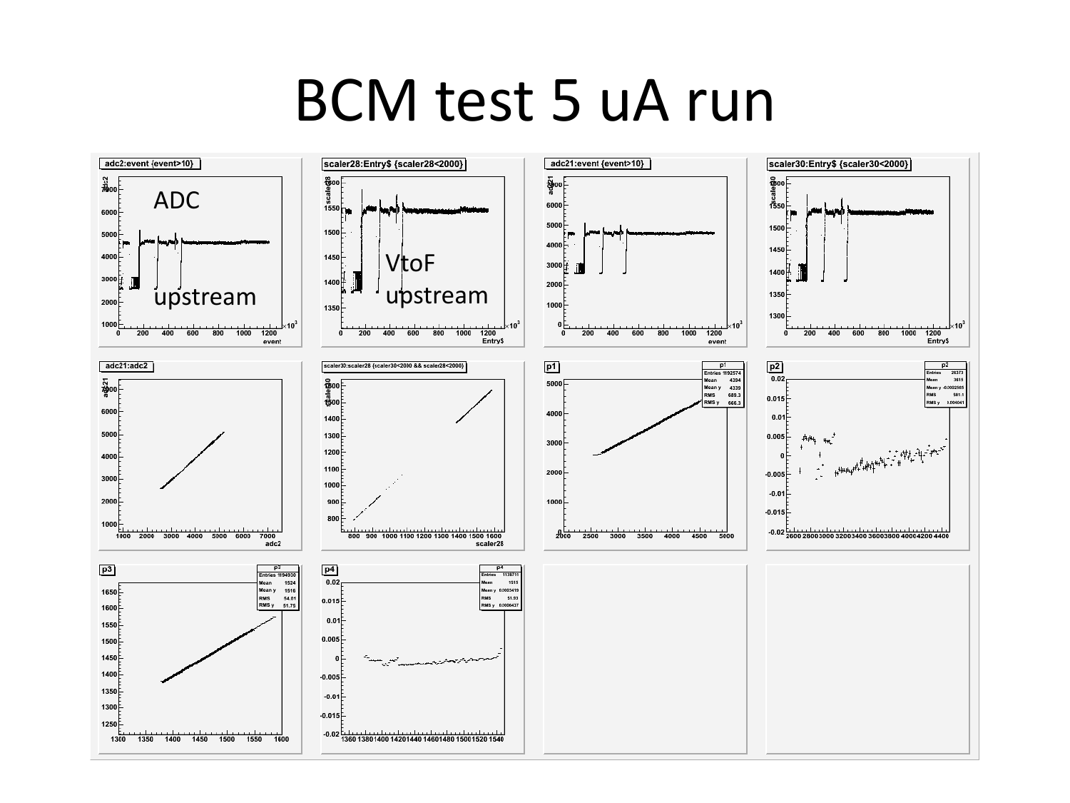# BCM test 5 uA run

ADC upstream

VtoF upstream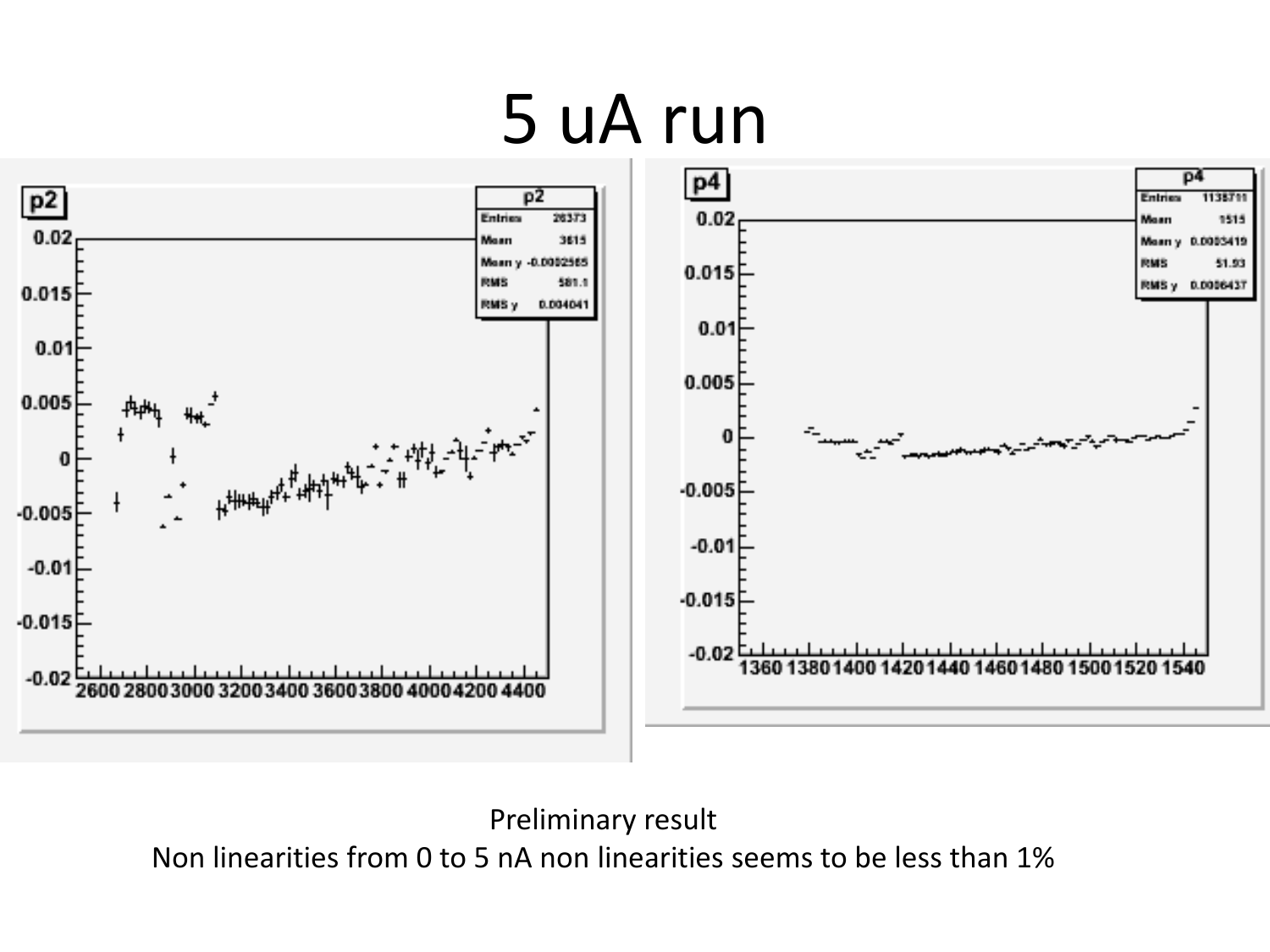# 5 uA run

Preliminary result

Non linearities from 0 to 5 nA non linearities seems to be less than 1%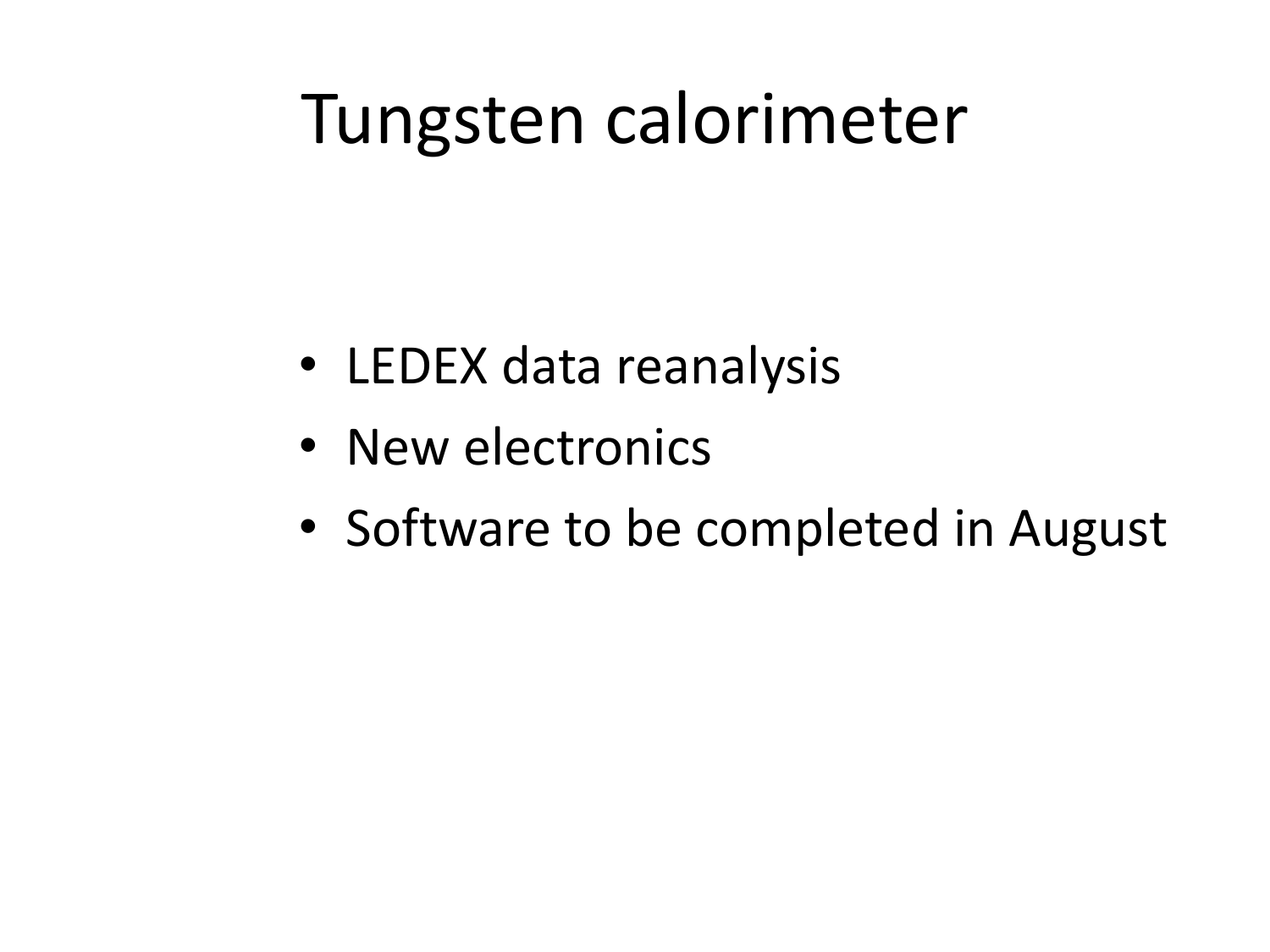# Tungsten calorimeter

- LEDEX data reanalysis
- New electronics
- Software to be completed in August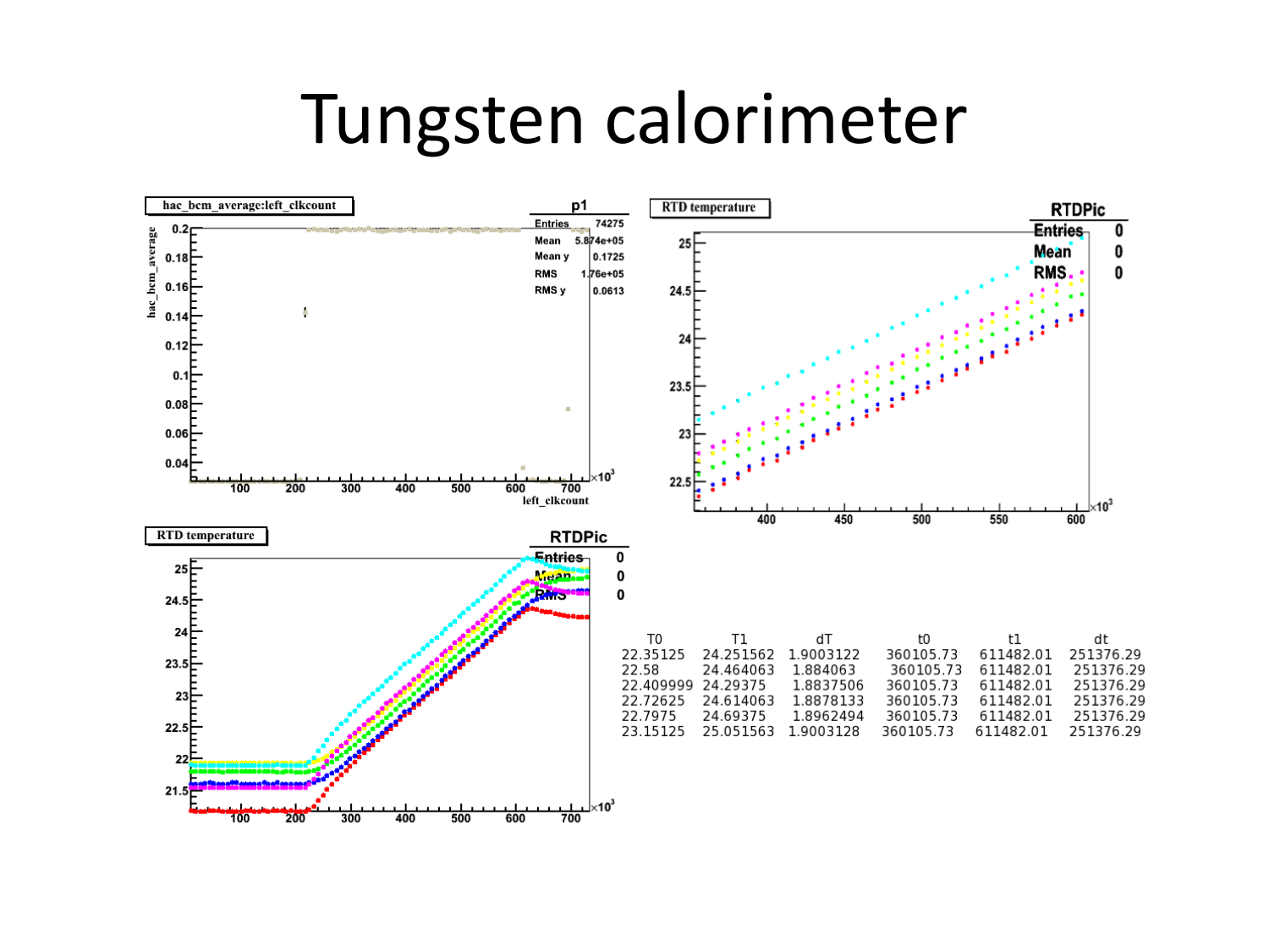# Tungsten calorimeter

| T0 | T1 | dT | t0 | t1 | dt |
|---|---|---|---|---|---|
| 22.35125 | 24.251562 | 1.9003122 | 360105.73 | 611482.01 | 251376.29 |
| 22.58 | 24.464063 | 1.884063 | 360105.73 | 611482.01 | 251376.29 |
| 22.409999 | 24.29375 | 1.8837506 | 360105.73 | 611482.01 | 251376.29 |
| 22.72625 | 24.614063 | 1.8878133 | 360105.73 | 611482.01 | 251376.29 |
| 22.7975 | 24.69375 | 1.8962494 | 360105.73 | 611482.01 | 251376.29 |
| 23.15125 | 25.051563 | 1.9003128 | 360105.73 | 611482.01 | 251376.29 |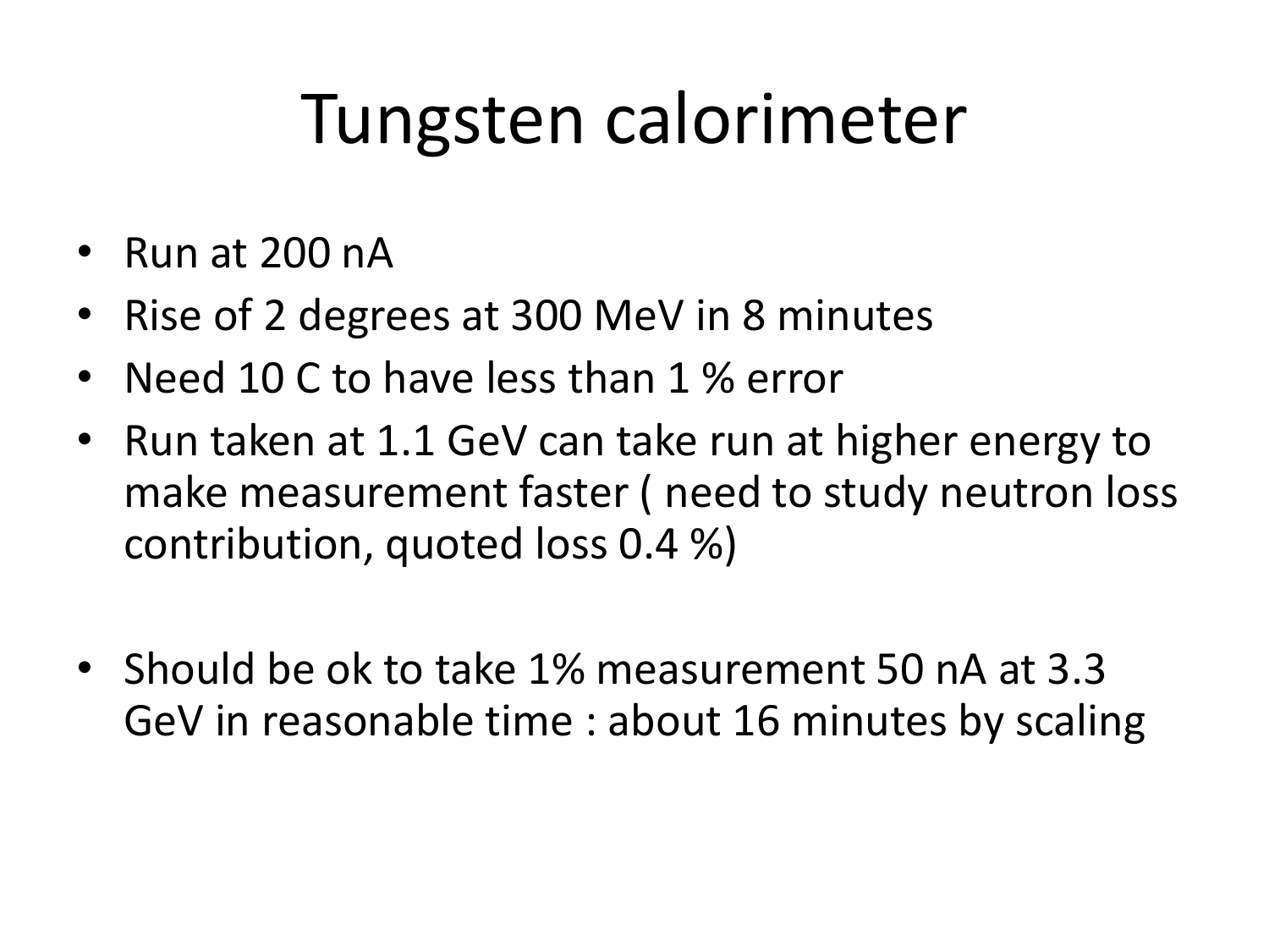# Tungsten calorimeter

- Run at 200 nA
- Rise of 2 degrees at 300 MeV in 8 minutes
- Need 10 C to have less than 1 % error
- Run taken at 1.1 GeV can take run at higher energy to make measurement faster ( need to study neutron loss contribution, quoted loss 0.4 %)

- Should be ok to take 1% measurement 50 nA at 3.3 GeV in reasonable time : about 16 minutes by scaling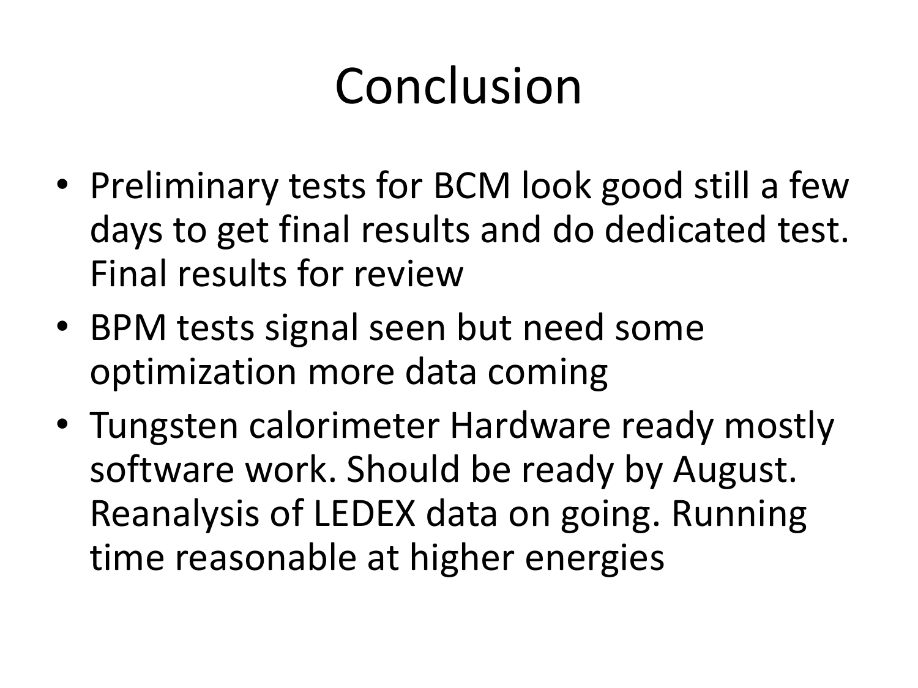# Conclusion

- Preliminary tests for BCM look good still a few days to get final results and do dedicated test. Final results for review
- BPM tests signal seen but need some optimization more data coming
- Tungsten calorimeter Hardware ready mostly software work. Should be ready by August. Reanalysis of LEDEX data on going. Running time reasonable at higher energies